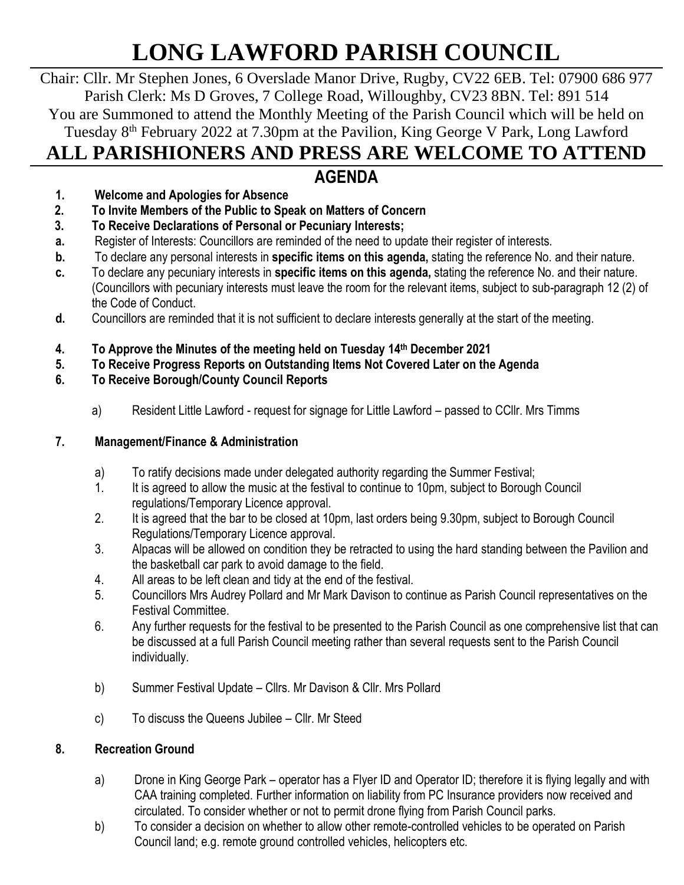# LONG LAWFORD PARISH COUNCIL

Chair: Cllr. Mr Stephen Jones, 6 Overslade Manor Drive, Rugby, CV22 6EB. Tel: 07900 686 977
Parish Clerk: Ms D Groves, 7 College Road, Willoughby, CV23 8BN. Tel: 891 514
You are Summoned to attend the Monthly Meeting of the Parish Council which will be held on Tuesday 8th February 2022 at 7.30pm at the Pavilion, King George V Park, Long Lawford

# ALL PARISHIONERS AND PRESS ARE WELCOME TO ATTEND

## AGENDA

**1. Welcome and Apologies for Absence**

**2. To Invite Members of the Public to Speak on Matters of Concern**

**3. To Receive Declarations of Personal or Pecuniary Interests;**

**a.** Register of Interests: Councillors are reminded of the need to update their register of interests.

**b.** To declare any personal interests in **specific items on this agenda,** stating the reference No. and their nature.

**c.** To declare any pecuniary interests in **specific items on this agenda,** stating the reference No. and their nature. (Councillors with pecuniary interests must leave the room for the relevant items, subject to sub-paragraph 12 (2) of the Code of Conduct.

**d.** Councillors are reminded that it is not sufficient to declare interests generally at the start of the meeting.

**4. To Approve the Minutes of the meeting held on Tuesday 14th December 2021**

**5. To Receive Progress Reports on Outstanding Items Not Covered Later on the Agenda**

**6. To Receive Borough/County Council Reports**

a) Resident Little Lawford - request for signage for Little Lawford – passed to CCllr. Mrs Timms

**7. Management/Finance & Administration**

a) To ratify decisions made under delegated authority regarding the Summer Festival;

1. It is agreed to allow the music at the festival to continue to 10pm, subject to Borough Council regulations/Temporary Licence approval.
2. It is agreed that the bar to be closed at 10pm, last orders being 9.30pm, subject to Borough Council Regulations/Temporary Licence approval.
3. Alpacas will be allowed on condition they be retracted to using the hard standing between the Pavilion and the basketball car park to avoid damage to the field.
4. All areas to be left clean and tidy at the end of the festival.
5. Councillors Mrs Audrey Pollard and Mr Mark Davison to continue as Parish Council representatives on the Festival Committee.
6. Any further requests for the festival to be presented to the Parish Council as one comprehensive list that can be discussed at a full Parish Council meeting rather than several requests sent to the Parish Council individually.

b) Summer Festival Update – Cllrs. Mr Davison & Cllr. Mrs Pollard

c) To discuss the Queens Jubilee – Cllr. Mr Steed

**8. Recreation Ground**

a) Drone in King George Park – operator has a Flyer ID and Operator ID; therefore it is flying legally and with CAA training completed. Further information on liability from PC Insurance providers now received and circulated. To consider whether or not to permit drone flying from Parish Council parks.

b) To consider a decision on whether to allow other remote-controlled vehicles to be operated on Parish Council land; e.g. remote ground controlled vehicles, helicopters etc.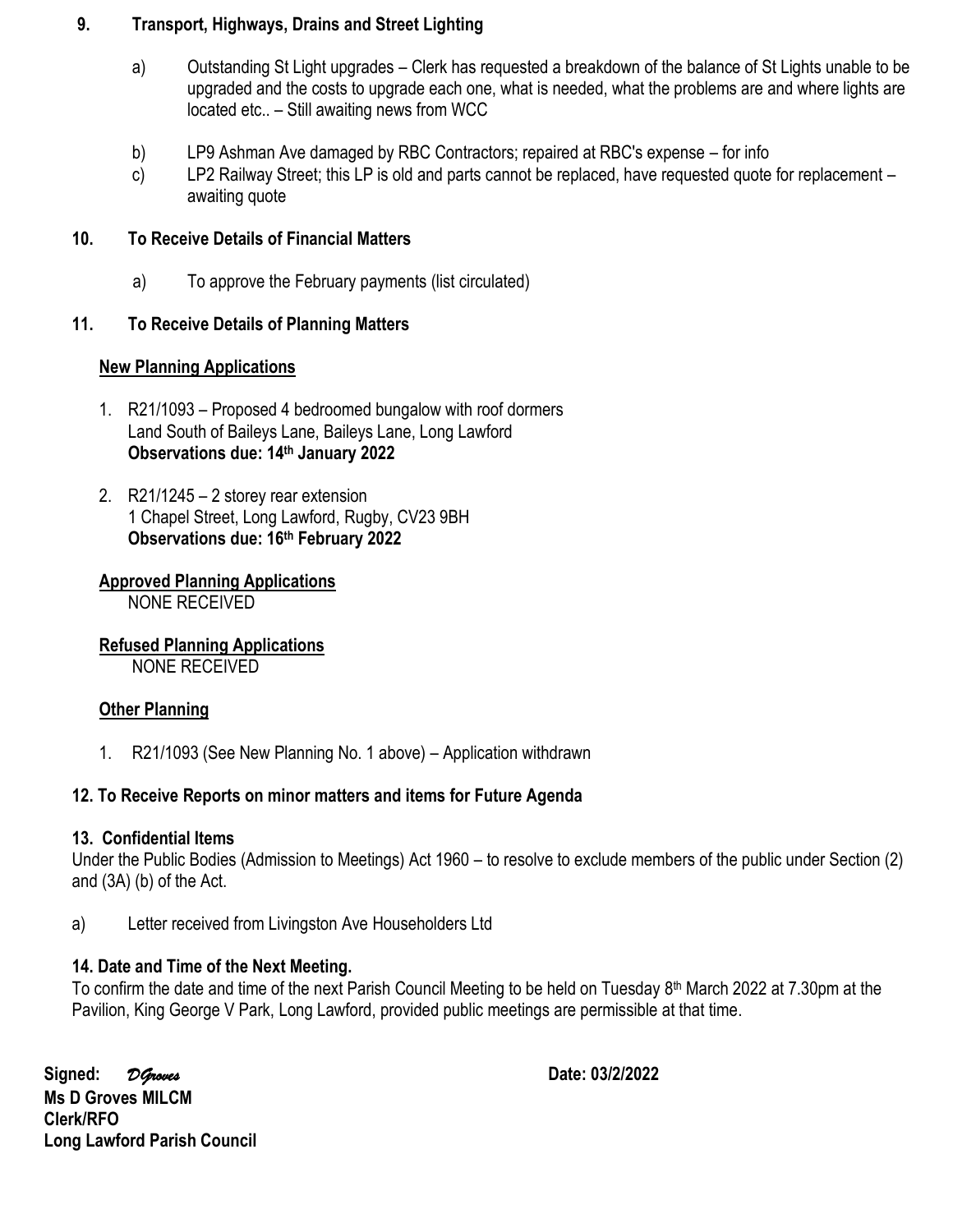### 9. Transport, Highways, Drains and Street Lighting

a) Outstanding St Light upgrades – Clerk has requested a breakdown of the balance of St Lights unable to be upgraded and the costs to upgrade each one, what is needed, what the problems are and where lights are located etc.. – Still awaiting news from WCC

b) LP9 Ashman Ave damaged by RBC Contractors; repaired at RBC's expense – for info

c) LP2 Railway Street; this LP is old and parts cannot be replaced, have requested quote for replacement – awaiting quote

### 10. To Receive Details of Financial Matters

a) To approve the February payments (list circulated)

### 11. To Receive Details of Planning Matters

**New Planning Applications**

1. R21/1093 – Proposed 4 bedroomed bungalow with roof dormers
   Land South of Baileys Lane, Baileys Lane, Long Lawford
   **Observations due: 14th January 2022**

2. R21/1245 – 2 storey rear extension
   1 Chapel Street, Long Lawford, Rugby, CV23 9BH
   **Observations due: 16th February 2022**

**Approved Planning Applications**

NONE RECEIVED

**Refused Planning Applications**

NONE RECEIVED

**Other Planning**

1. R21/1093 (See New Planning No. 1 above) – Application withdrawn

### 12. To Receive Reports on minor matters and items for Future Agenda

### 13. Confidential Items

Under the Public Bodies (Admission to Meetings) Act 1960 – to resolve to exclude members of the public under Section (2) and (3A) (b) of the Act.

a) Letter received from Livingston Ave Householders Ltd

### 14. Date and Time of the Next Meeting.

To confirm the date and time of the next Parish Council Meeting to be held on Tuesday 8th March 2022 at 7.30pm at the Pavilion, King George V Park, Long Lawford, provided public meetings are permissible at that time.

**Signed:** *DGroves* **Date: 03/2/2022**

**Ms D Groves MILCM**
**Clerk/RFO**
**Long Lawford Parish Council**